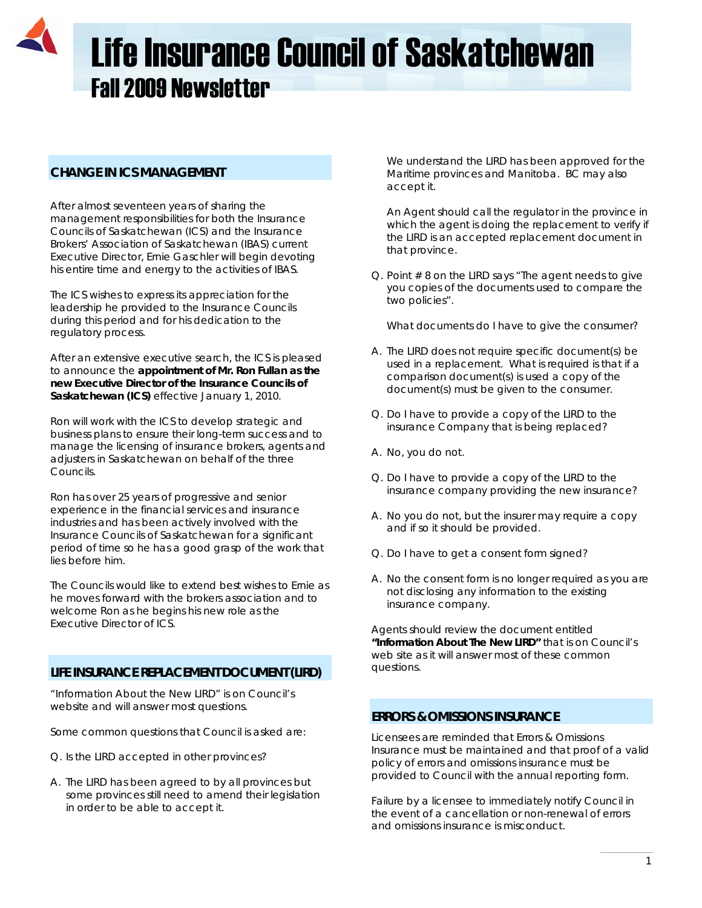# Life Insurance Council of Saskatchewan

## Fall 2009 Newsletter

### CHANGE IN ICS MANAGEMENT

After almost seventeen years of sharing the management responsibilities for both the Insurance Councils of Saskatchewan (ICS) and the Insurance Brokers' Association of Saskatchewan (IBAS) current Executive Director, Ernie Gaschler will begin devoting his entire time and energy to the activities of IBAS.

The ICS wishes to express its appreciation for the leadership he provided to the Insurance Councils during this period and for his dedication to the regulatory process.

After an extensive executive search, the ICS is pleased to announce the **appointment of Mr. Ron Fullan as the new Executive Director of the Insurance Councils of Saskatchewan (ICS)** effective January 1, 2010.

Ron will work with the ICS to develop strategic and business plans to ensure their long-term success and to manage the licensing of insurance brokers, agents and adjusters in Saskatchewan on behalf of the three Councils.

Ron has over 25 years of progressive and senior experience in the financial services and insurance industries and has been actively involved with the Insurance Councils of Saskatchewan for a significant period of time so he has a good grasp of the work that lies before him.

The Councils would like to extend best wishes to Ernie as he moves forward with the brokers association and to welcome Ron as he begins his new role as the Executive Director of ICS.

### LIFE INSURANCE REPLACEMENT DOCUMENT (LIRD)

"Information About the New LIRD" is on Council's website and will answer most questions.

Some common questions that Council is asked are:

Q. Is the LIRD accepted in other provinces?

A. The LIRD has been agreed to by all provinces but some provinces still need to amend their legislation in order to be able to accept it.

We understand the LIRD has been approved for the Maritime provinces and Manitoba. BC may also accept it.

An Agent should call the regulator in the province in which the agent is doing the replacement to verify if the LIRD is an accepted replacement document in that province.

Q. Point # 8 on the LIRD says "The agent needs to give you copies of the documents used to compare the two policies".

What documents do I have to give the consumer?

A. The LIRD does not require specific document(s) be used in a replacement. What is required is that if a comparison document(s) is used a copy of the document(s) must be given to the consumer.

Q. Do I have to provide a copy of the LIRD to the insurance Company that is being replaced?

A. No, you do not.

Q. Do I have to provide a copy of the LIRD to the insurance company providing the new insurance?

A. No you do not, but the insurer may require a copy and if so it should be provided.

Q. Do I have to get a consent form signed?

A. No the consent form is no longer required as you are not disclosing any information to the existing insurance company.

Agents should review the document entitled **"Information About The New LIRD"** that is on Council's web site as it will answer most of these common questions.

### ERRORS & OMISSIONS INSURANCE

Licensees are reminded that Errors & Omissions Insurance must be maintained and that proof of a valid policy of errors and omissions insurance must be provided to Council with the annual reporting form.

Failure by a licensee to immediately notify Council in the event of a cancellation or non-renewal of errors and omissions insurance is misconduct.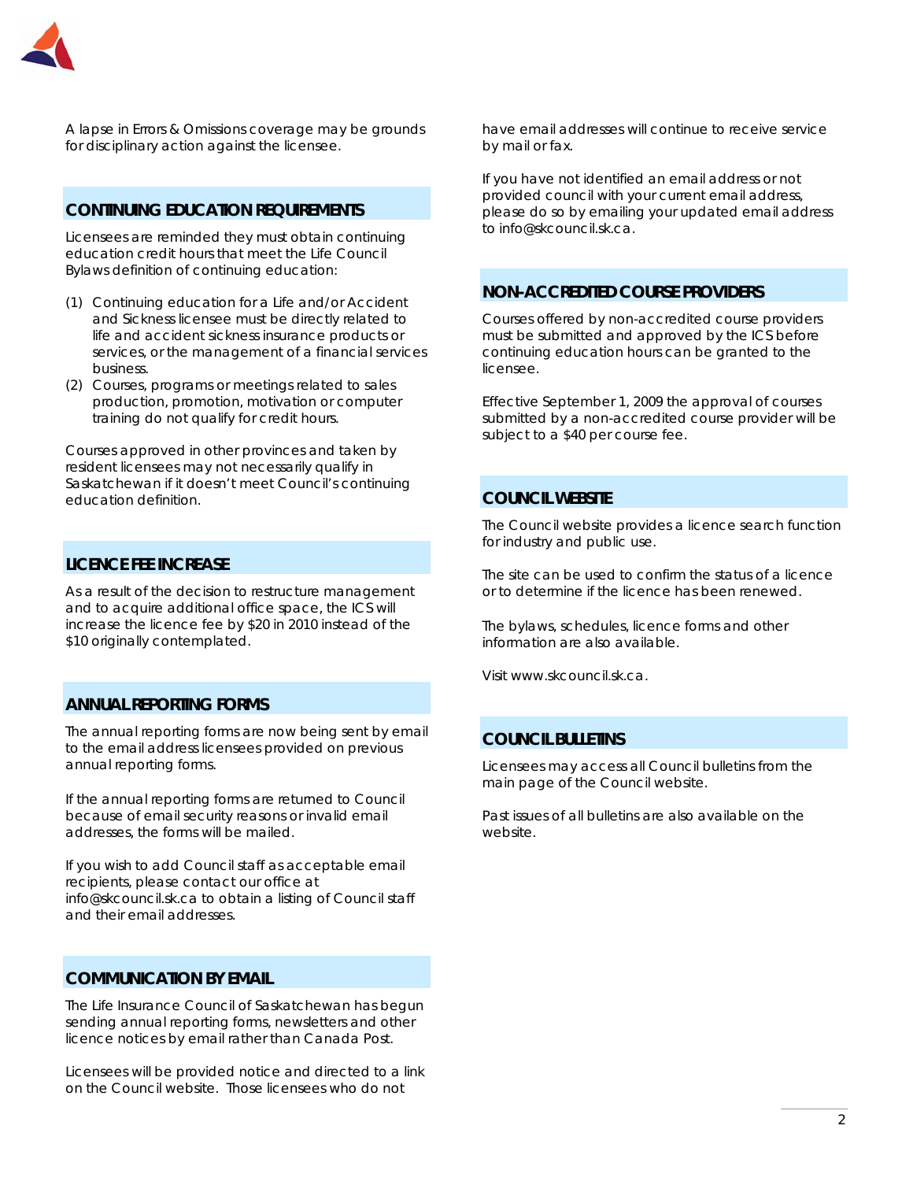A lapse in Errors & Omissions coverage may be grounds for disciplinary action against the licensee.

## CONTINUING EDUCATION REQUIREMENTS

Licensees are reminded they must obtain continuing education credit hours that meet the Life Council Bylaws definition of continuing education:

(1) Continuing education for a Life and/or Accident and Sickness licensee must be directly related to life and accident sickness insurance products or services, or the management of a financial services business.
(2) Courses, programs or meetings related to sales production, promotion, motivation or computer training do not qualify for credit hours.

Courses approved in other provinces and taken by resident licensees may not necessarily qualify in Saskatchewan if it doesn't meet Council's continuing education definition.

## LICENCE FEE INCREASE

As a result of the decision to restructure management and to acquire additional office space, the ICS will increase the licence fee by $20 in 2010 instead of the $10 originally contemplated.

## ANNUAL REPORTING FORMS

The annual reporting forms are now being sent by email to the email address licensees provided on previous annual reporting forms.

If the annual reporting forms are returned to Council because of email security reasons or invalid email addresses, the forms will be mailed.

If you wish to add Council staff as acceptable email recipients, please contact our office at info@skcouncil.sk.ca to obtain a listing of Council staff and their email addresses.

## COMMUNICATION BY EMAIL

The Life Insurance Council of Saskatchewan has begun sending annual reporting forms, newsletters and other licence notices by email rather than Canada Post.

Licensees will be provided notice and directed to a link on the Council website. Those licensees who do not have email addresses will continue to receive service by mail or fax.

If you have not identified an email address or not provided council with your current email address, please do so by emailing your updated email address to info@skcouncil.sk.ca.

## NON-ACCREDITED COURSE PROVIDERS

Courses offered by non-accredited course providers must be submitted and approved by the ICS before continuing education hours can be granted to the licensee.

Effective September 1, 2009 the approval of courses submitted by a non-accredited course provider will be subject to a $40 per course fee.

## COUNCIL WEBSITE

The Council website provides a licence search function for industry and public use.

The site can be used to confirm the status of a licence or to determine if the licence has been renewed.

The bylaws, schedules, licence forms and other information are also available.

Visit www.skcouncil.sk.ca.

## COUNCIL BULLETINS

Licensees may access all Council bulletins from the main page of the Council website.

Past issues of all bulletins are also available on the website.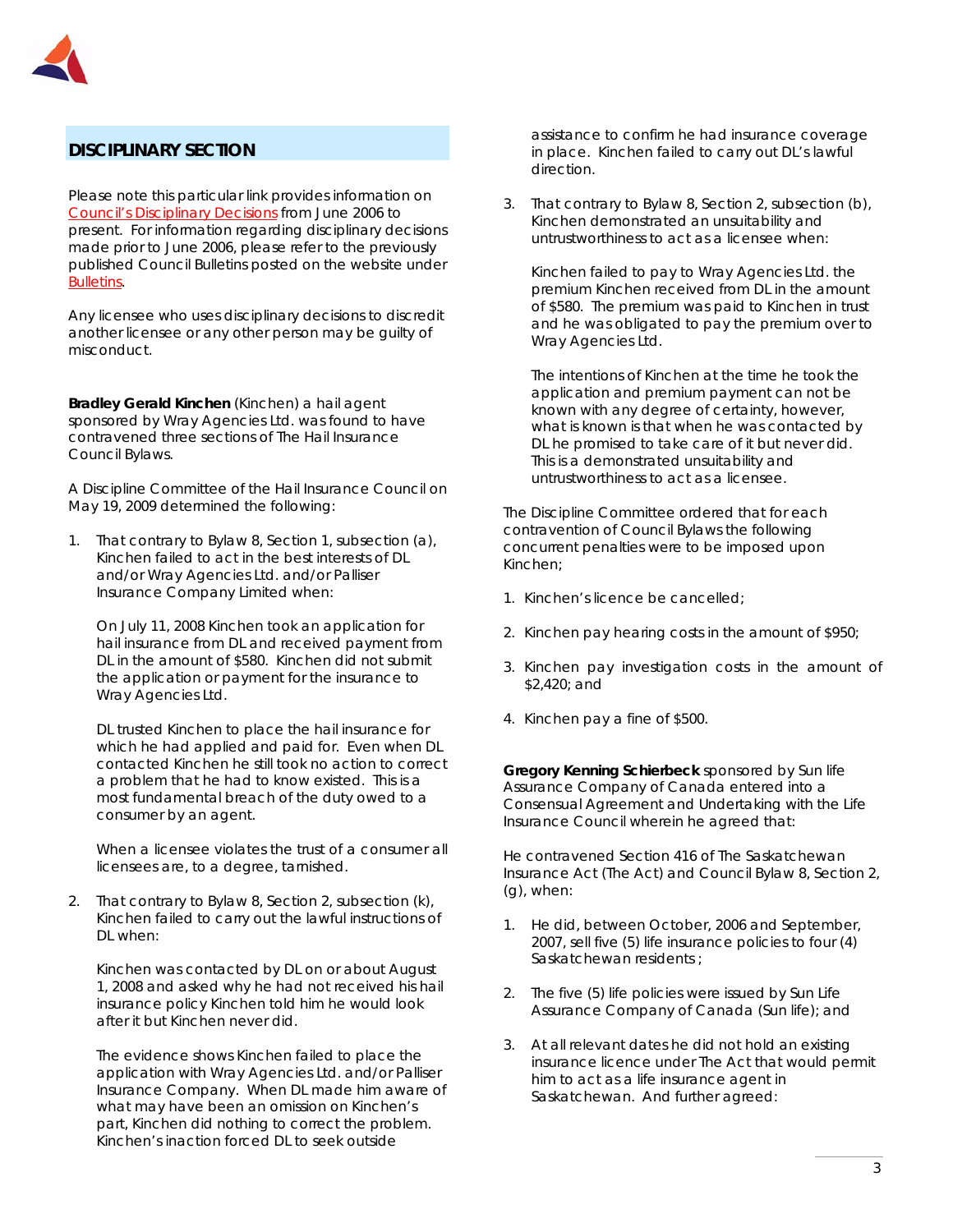## DISCIPLINARY SECTION

Please note this particular link provides information on Council's Disciplinary Decisions from June 2006 to present. For information regarding disciplinary decisions made prior to June 2006, please refer to the previously published Council Bulletins posted on the website under Bulletins.

Any licensee who uses disciplinary decisions to discredit another licensee or any other person may be guilty of misconduct.

**Bradley Gerald Kinchen** (Kinchen) a hail agent sponsored by Wray Agencies Ltd. was found to have contravened three sections of The Hail Insurance Council Bylaws.

A Discipline Committee of the Hail Insurance Council on May 19, 2009 determined the following:

1. That contrary to Bylaw 8, Section 1, subsection (a), Kinchen failed to act in the best interests of DL and/or Wray Agencies Ltd. and/or Palliser Insurance Company Limited when:

   On July 11, 2008 Kinchen took an application for hail insurance from DL and received payment from DL in the amount of $580. Kinchen did not submit the application or payment for the insurance to Wray Agencies Ltd.

   DL trusted Kinchen to place the hail insurance for which he had applied and paid for. Even when DL contacted Kinchen he still took no action to correct a problem that he had to know existed. This is a most fundamental breach of the duty owed to a consumer by an agent.

   When a licensee violates the trust of a consumer all licensees are, to a degree, tarnished.

2. That contrary to Bylaw 8, Section 2, subsection (k), Kinchen failed to carry out the lawful instructions of DL when:

   Kinchen was contacted by DL on or about August 1, 2008 and asked why he had not received his hail insurance policy Kinchen told him he would look after it but Kinchen never did.

   The evidence shows Kinchen failed to place the application with Wray Agencies Ltd. and/or Palliser Insurance Company. When DL made him aware of what may have been an omission on Kinchen's part, Kinchen did nothing to correct the problem. Kinchen's inaction forced DL to seek outside assistance to confirm he had insurance coverage in place. Kinchen failed to carry out DL's lawful direction.

3. That contrary to Bylaw 8, Section 2, subsection (b), Kinchen demonstrated an unsuitability and untrustworthiness to act as a licensee when:

   Kinchen failed to pay to Wray Agencies Ltd. the premium Kinchen received from DL in the amount of $580. The premium was paid to Kinchen in trust and he was obligated to pay the premium over to Wray Agencies Ltd.

   The intentions of Kinchen at the time he took the application and premium payment can not be known with any degree of certainty, however, what is known is that when he was contacted by DL he promised to take care of it but never did. This is a demonstrated unsuitability and untrustworthiness to act as a licensee.

The Discipline Committee ordered that for each contravention of Council Bylaws the following concurrent penalties were to be imposed upon Kinchen;

1. Kinchen's licence be cancelled;
2. Kinchen pay hearing costs in the amount of $950;
3. Kinchen pay investigation costs in the amount of $2,420; and
4. Kinchen pay a fine of $500.

**Gregory Kenning Schierbeck** sponsored by Sun life Assurance Company of Canada entered into a Consensual Agreement and Undertaking with the Life Insurance Council wherein he agreed that:

He contravened Section 416 of The Saskatchewan Insurance Act (The Act) and Council Bylaw 8, Section 2, (g), when:

1. He did, between October, 2006 and September, 2007, sell five (5) life insurance policies to four (4) Saskatchewan residents;
2. The five (5) life policies were issued by Sun Life Assurance Company of Canada (Sun life); and
3. At all relevant dates he did not hold an existing insurance licence under The Act that would permit him to act as a life insurance agent in Saskatchewan. And further agreed: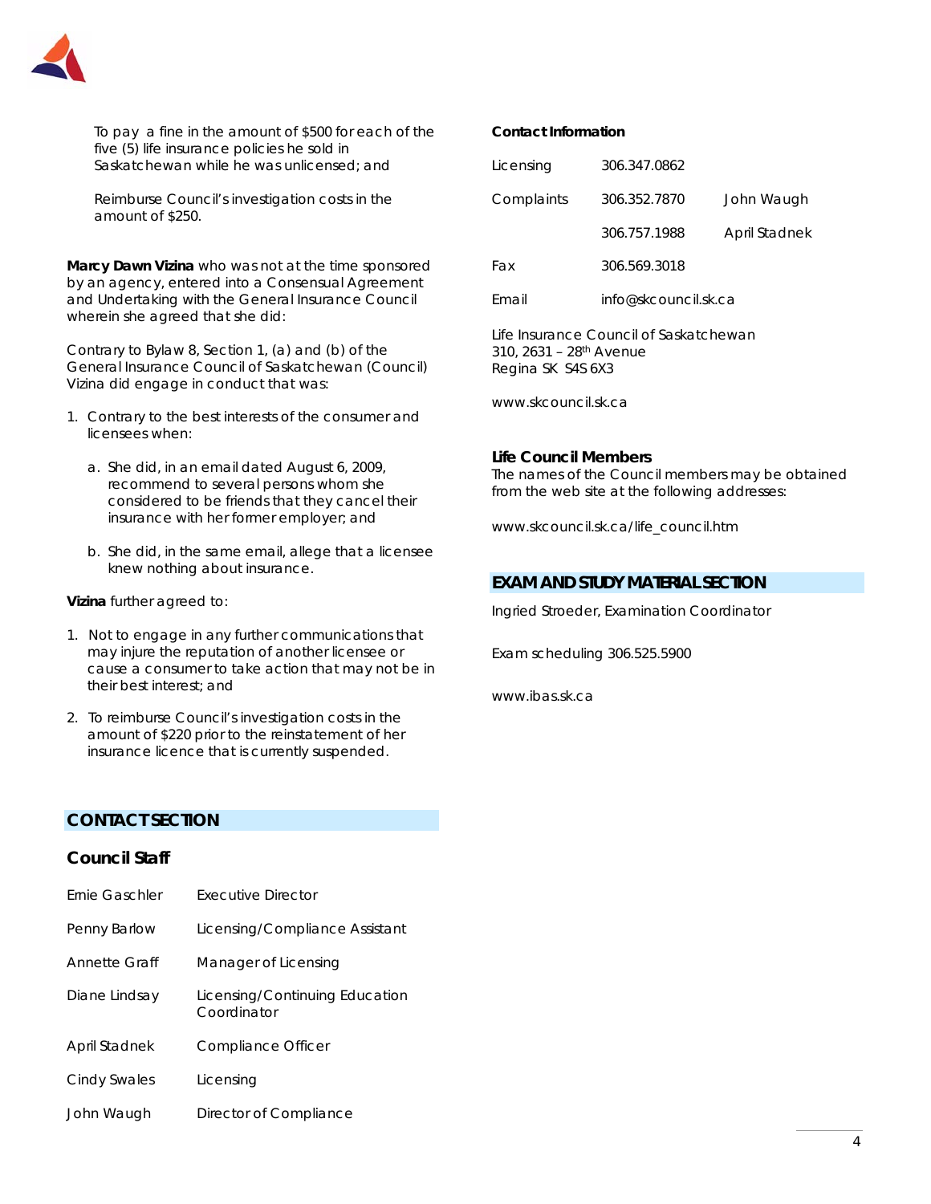To pay a fine in the amount of $500 for each of the five (5) life insurance policies he sold in Saskatchewan while he was unlicensed; and

Reimburse Council's investigation costs in the amount of $250.

**Marcy Dawn Vizina** who was not at the time sponsored by an agency, entered into a Consensual Agreement and Undertaking with the General Insurance Council wherein she agreed that she did:

Contrary to Bylaw 8, Section 1, (a) and (b) of the General Insurance Council of Saskatchewan (Council) Vizina did engage in conduct that was:

1. Contrary to the best interests of the consumer and licensees when:
   a. She did, in an email dated August 6, 2009, recommend to several persons whom she considered to be friends that they cancel their insurance with her former employer; and
   b. She did, in the same email, allege that a licensee knew nothing about insurance.

**Vizina** further agreed to:

1. Not to engage in any further communications that may injure the reputation of another licensee or cause a consumer to take action that may not be in their best interest; and
2. To reimburse Council's investigation costs in the amount of $220 prior to the reinstatement of her insurance licence that is currently suspended.

## CONTACT SECTION

### Council Staff

| | |
|---|---|
| Ernie Gaschler | Executive Director |
| Penny Barlow | Licensing/Compliance Assistant |
| Annette Graff | Manager of Licensing |
| Diane Lindsay | Licensing/Continuing Education Coordinator |
| April Stadnek | Compliance Officer |
| Cindy Swales | Licensing |
| John Waugh | Director of Compliance |

### Contact Information

| | | |
|---|---|---|
| Licensing | 306.347.0862 | |
| Complaints | 306.352.7870 | John Waugh |
| | 306.757.1988 | April Stadnek |
| Fax | 306.569.3018 | |
| Email | info@skcouncil.sk.ca | |

Life Insurance Council of Saskatchewan
310, 2631 – 28th Avenue
Regina SK S4S 6X3

www.skcouncil.sk.ca

### Life Council Members

The names of the Council members may be obtained from the web site at the following addresses:

www.skcouncil.sk.ca/life_council.htm

## EXAM AND STUDY MATERIAL SECTION

Ingried Stroeder, Examination Coordinator

Exam scheduling 306.525.5900

www.ibas.sk.ca